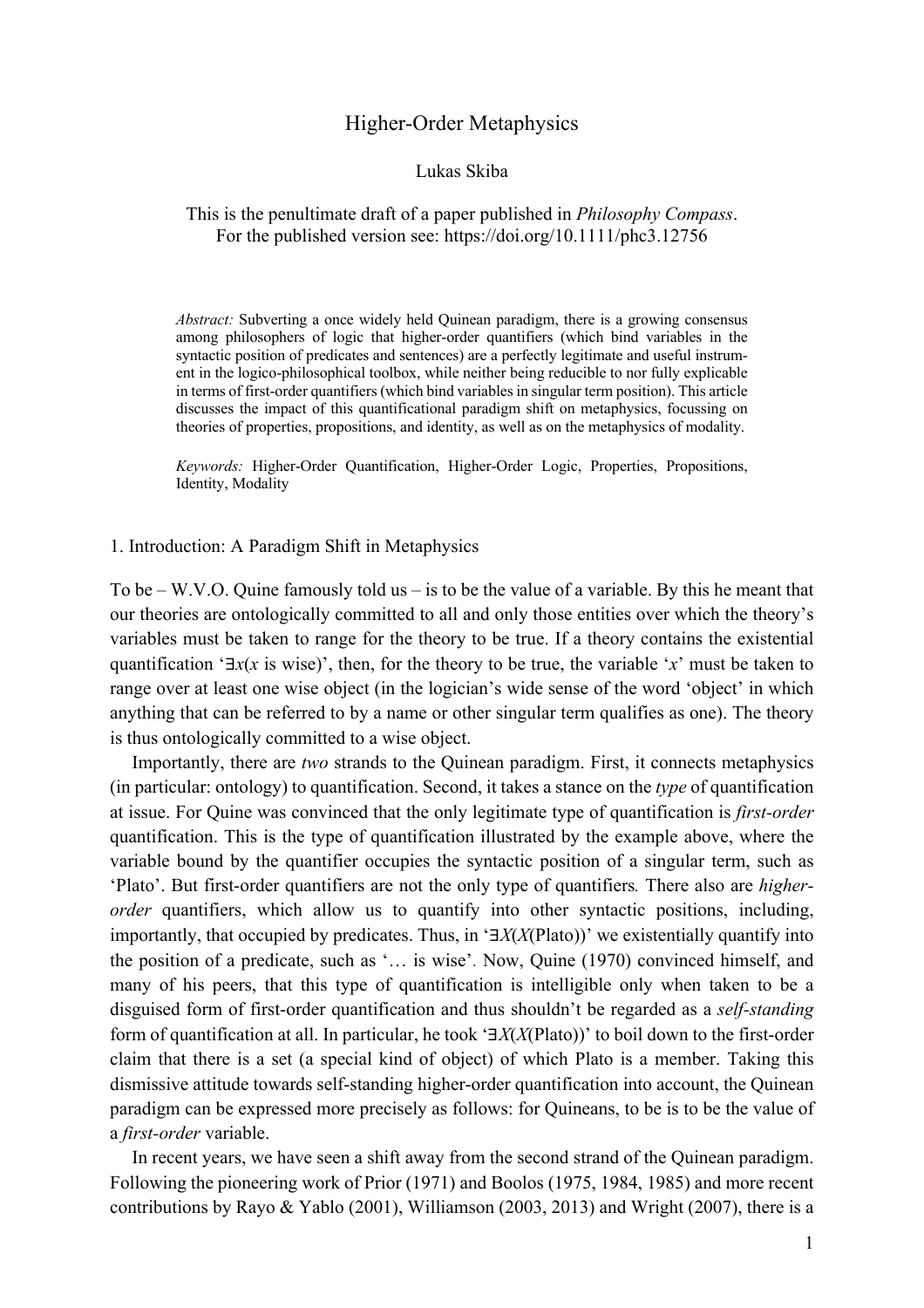# Higher-Order Metaphysics

Lukas Skiba

This is the penultimate draft of a paper published in *Philosophy Compass*.
For the published version see: https://doi.org/10.1111/phc3.12756

*Abstract:* Subverting a once widely held Quinean paradigm, there is a growing consensus among philosophers of logic that higher-order quantifiers (which bind variables in the syntactic position of predicates and sentences) are a perfectly legitimate and useful instrument in the logico-philosophical toolbox, while neither being reducible to nor fully explicable in terms of first-order quantifiers (which bind variables in singular term position). This article discusses the impact of this quantificational paradigm shift on metaphysics, focussing on theories of properties, propositions, and identity, as well as on the metaphysics of modality.

*Keywords:* Higher-Order Quantification, Higher-Order Logic, Properties, Propositions, Identity, Modality

## 1. Introduction: A Paradigm Shift in Metaphysics

To be – W.V.O. Quine famously told us – is to be the value of a variable. By this he meant that our theories are ontologically committed to all and only those entities over which the theory's variables must be taken to range for the theory to be true. If a theory contains the existential quantification '$\exists x$($x$ is wise)', then, for the theory to be true, the variable '$x$' must be taken to range over at least one wise object (in the logician's wide sense of the word 'object' in which anything that can be referred to by a name or other singular term qualifies as one). The theory is thus ontologically committed to a wise object.

Importantly, there are *two* strands to the Quinean paradigm. First, it connects metaphysics (in particular: ontology) to quantification. Second, it takes a stance on the *type* of quantification at issue. For Quine was convinced that the only legitimate type of quantification is *first-order* quantification. This is the type of quantification illustrated by the example above, where the variable bound by the quantifier occupies the syntactic position of a singular term, such as 'Plato'. But first-order quantifiers are not the only type of quantifiers*.* There also are *higher-order* quantifiers, which allow us to quantify into other syntactic positions, including, importantly, that occupied by predicates. Thus, in '$\exists X$($X$(Plato))' we existentially quantify into the position of a predicate, such as '… is wise'. Now, Quine (1970) convinced himself, and many of his peers, that this type of quantification is intelligible only when taken to be a disguised form of first-order quantification and thus shouldn't be regarded as a *self-standing* form of quantification at all. In particular, he took '$\exists X$($X$(Plato))' to boil down to the first-order claim that there is a set (a special kind of object) of which Plato is a member. Taking this dismissive attitude towards self-standing higher-order quantification into account, the Quinean paradigm can be expressed more precisely as follows: for Quineans, to be is to be the value of a *first-order* variable.

In recent years, we have seen a shift away from the second strand of the Quinean paradigm. Following the pioneering work of Prior (1971) and Boolos (1975, 1984, 1985) and more recent contributions by Rayo & Yablo (2001), Williamson (2003, 2013) and Wright (2007), there is a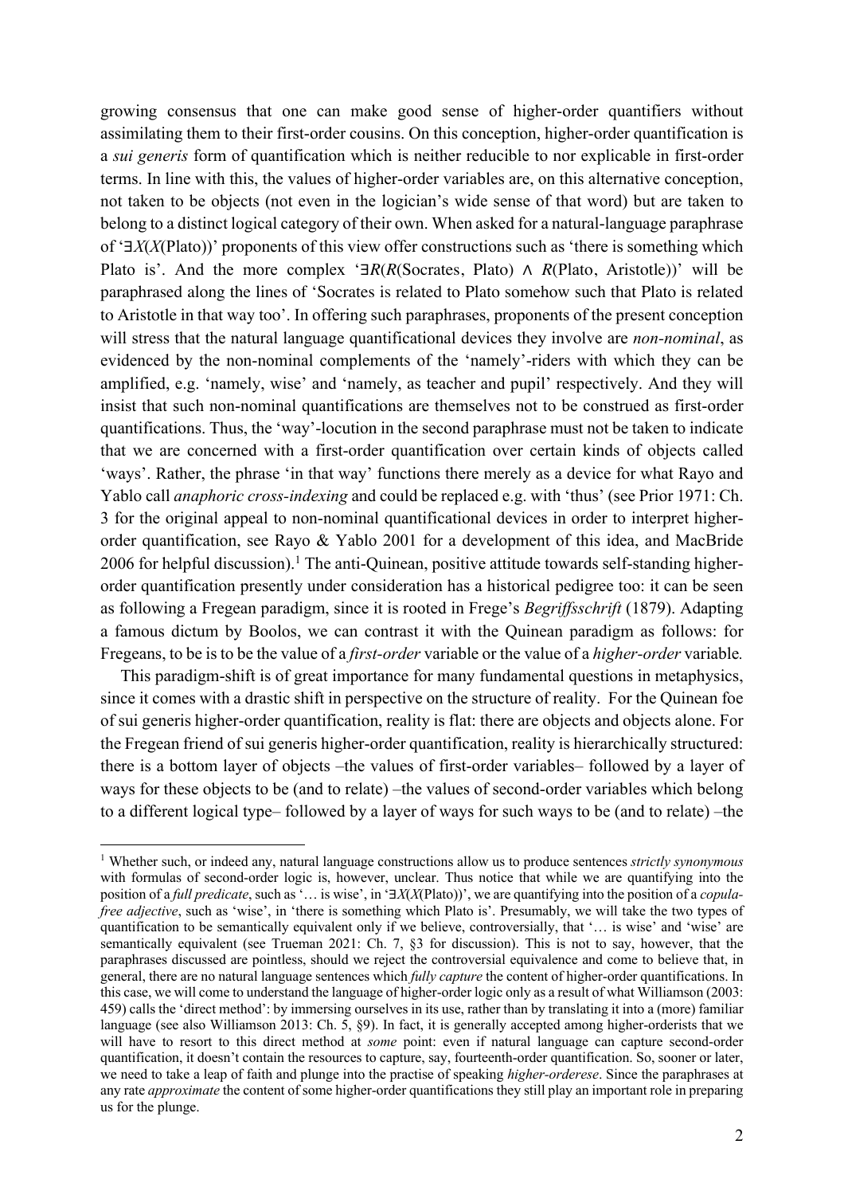growing consensus that one can make good sense of higher-order quantifiers without assimilating them to their first-order cousins. On this conception, higher-order quantification is a *sui generis* form of quantification which is neither reducible to nor explicable in first-order terms. In line with this, the values of higher-order variables are, on this alternative conception, not taken to be objects (not even in the logician's wide sense of that word) but are taken to belong to a distinct logical category of their own. When asked for a natural-language paraphrase of '$\exists X(X(\text{Plato}))$' proponents of this view offer constructions such as 'there is something which Plato is'. And the more complex '$\exists R(R(\text{Socrates, Plato}) \wedge R(\text{Plato, Aristotle}))$' will be paraphrased along the lines of 'Socrates is related to Plato somehow such that Plato is related to Aristotle in that way too'. In offering such paraphrases, proponents of the present conception will stress that the natural language quantificational devices they involve are *non-nominal*, as evidenced by the non-nominal complements of the 'namely'-riders with which they can be amplified, e.g. 'namely, wise' and 'namely, as teacher and pupil' respectively. And they will insist that such non-nominal quantifications are themselves not to be construed as first-order quantifications. Thus, the 'way'-locution in the second paraphrase must not be taken to indicate that we are concerned with a first-order quantification over certain kinds of objects called 'ways'. Rather, the phrase 'in that way' functions there merely as a device for what Rayo and Yablo call *anaphoric cross-indexing* and could be replaced e.g. with 'thus' (see Prior 1971: Ch. 3 for the original appeal to non-nominal quantificational devices in order to interpret higher-order quantification, see Rayo & Yablo 2001 for a development of this idea, and MacBride 2006 for helpful discussion).[1] The anti-Quinean, positive attitude towards self-standing higher-order quantification presently under consideration has a historical pedigree too: it can be seen as following a Fregean paradigm, since it is rooted in Frege's *Begriffsschrift* (1879). Adapting a famous dictum by Boolos, we can contrast it with the Quinean paradigm as follows: for Fregeans, to be is to be the value of a *first-order* variable or the value of a *higher-order* variable*.*

This paradigm-shift is of great importance for many fundamental questions in metaphysics, since it comes with a drastic shift in perspective on the structure of reality. For the Quinean foe of sui generis higher-order quantification, reality is flat: there are objects and objects alone. For the Fregean friend of sui generis higher-order quantification, reality is hierarchically structured: there is a bottom layer of objects –the values of first-order variables– followed by a layer of ways for these objects to be (and to relate) –the values of second-order variables which belong to a different logical type– followed by a layer of ways for such ways to be (and to relate) –the

[1] Whether such, or indeed any, natural language constructions allow us to produce sentences *strictly synonymous* with formulas of second-order logic is, however, unclear. Thus notice that while we are quantifying into the position of a *full predicate*, such as '… is wise', in '$\exists X(X(\text{Plato}))$', we are quantifying into the position of a *copula-free adjective*, such as 'wise', in 'there is something which Plato is'. Presumably, we will take the two types of quantification to be semantically equivalent only if we believe, controversially, that '… is wise' and 'wise' are semantically equivalent (see Trueman 2021: Ch. 7, §3 for discussion). This is not to say, however, that the paraphrases discussed are pointless, should we reject the controversial equivalence and come to believe that, in general, there are no natural language sentences which *fully capture* the content of higher-order quantifications. In this case, we will come to understand the language of higher-order logic only as a result of what Williamson (2003: 459) calls the 'direct method': by immersing ourselves in its use, rather than by translating it into a (more) familiar language (see also Williamson 2013: Ch. 5, §9). In fact, it is generally accepted among higher-orderists that we will have to resort to this direct method at *some* point: even if natural language can capture second-order quantification, it doesn't contain the resources to capture, say, fourteenth-order quantification. So, sooner or later, we need to take a leap of faith and plunge into the practise of speaking *higher-orderese*. Since the paraphrases at any rate *approximate* the content of some higher-order quantifications they still play an important role in preparing us for the plunge.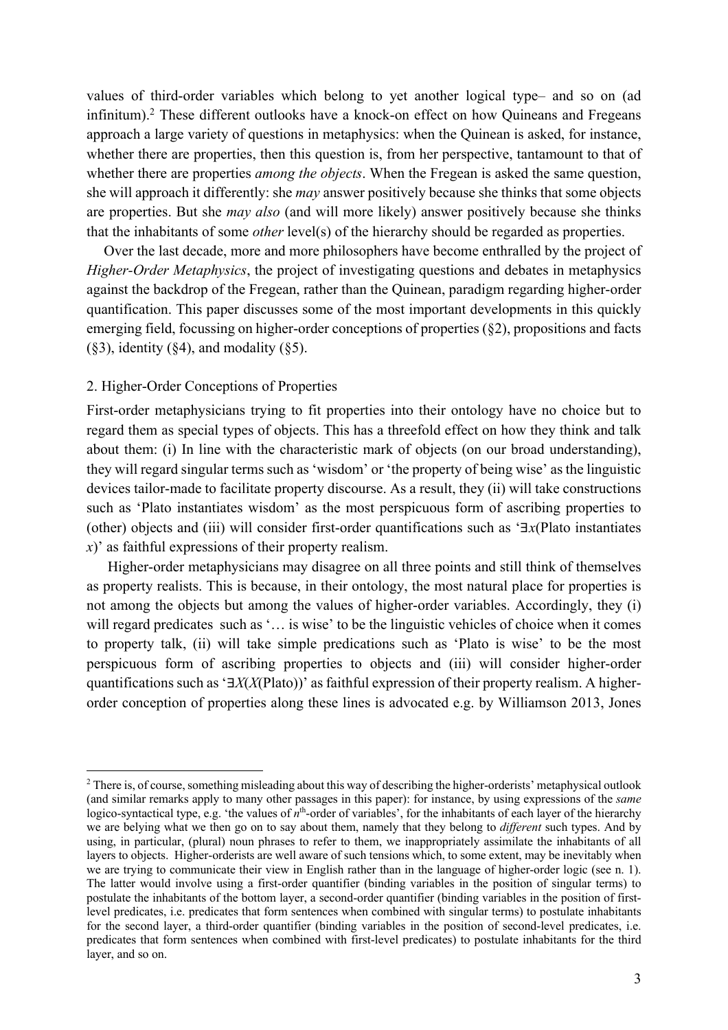values of third-order variables which belong to yet another logical type– and so on (ad infinitum).[2] These different outlooks have a knock-on effect on how Quineans and Fregeans approach a large variety of questions in metaphysics: when the Quinean is asked, for instance, whether there are properties, then this question is, from her perspective, tantamount to that of whether there are properties *among the objects*. When the Fregean is asked the same question, she will approach it differently: she *may* answer positively because she thinks that some objects are properties. But she *may also* (and will more likely) answer positively because she thinks that the inhabitants of some *other* level(s) of the hierarchy should be regarded as properties.

Over the last decade, more and more philosophers have become enthralled by the project of *Higher-Order Metaphysics*, the project of investigating questions and debates in metaphysics against the backdrop of the Fregean, rather than the Quinean, paradigm regarding higher-order quantification. This paper discusses some of the most important developments in this quickly emerging field, focussing on higher-order conceptions of properties (§2), propositions and facts (§3), identity (§4), and modality (§5).

## 2. Higher-Order Conceptions of Properties

First-order metaphysicians trying to fit properties into their ontology have no choice but to regard them as special types of objects. This has a threefold effect on how they think and talk about them: (i) In line with the characteristic mark of objects (on our broad understanding), they will regard singular terms such as 'wisdom' or 'the property of being wise' as the linguistic devices tailor-made to facilitate property discourse. As a result, they (ii) will take constructions such as 'Plato instantiates wisdom' as the most perspicuous form of ascribing properties to (other) objects and (iii) will consider first-order quantifications such as '$\exists x$(Plato instantiates $x$)' as faithful expressions of their property realism.

Higher-order metaphysicians may disagree on all three points and still think of themselves as property realists. This is because, in their ontology, the most natural place for properties is not among the objects but among the values of higher-order variables. Accordingly, they (i) will regard predicates such as '… is wise' to be the linguistic vehicles of choice when it comes to property talk, (ii) will take simple predications such as 'Plato is wise' to be the most perspicuous form of ascribing properties to objects and (iii) will consider higher-order quantifications such as '$\exists X(X(\text{Plato}))$' as faithful expression of their property realism. A higher-order conception of properties along these lines is advocated e.g. by Williamson 2013, Jones

---

[2] There is, of course, something misleading about this way of describing the higher-orderists' metaphysical outlook (and similar remarks apply to many other passages in this paper): for instance, by using expressions of the *same* logico-syntactical type, e.g. 'the values of $n^{\text{th}}$-order of variables', for the inhabitants of each layer of the hierarchy we are belying what we then go on to say about them, namely that they belong to *different* such types. And by using, in particular, (plural) noun phrases to refer to them, we inappropriately assimilate the inhabitants of all layers to objects. Higher-orderists are well aware of such tensions which, to some extent, may be inevitably when we are trying to communicate their view in English rather than in the language of higher-order logic (see n. 1). The latter would involve using a first-order quantifier (binding variables in the position of singular terms) to postulate the inhabitants of the bottom layer, a second-order quantifier (binding variables in the position of first-level predicates, i.e. predicates that form sentences when combined with singular terms) to postulate inhabitants for the second layer, a third-order quantifier (binding variables in the position of second-level predicates, i.e. predicates that form sentences when combined with first-level predicates) to postulate inhabitants for the third layer, and so on.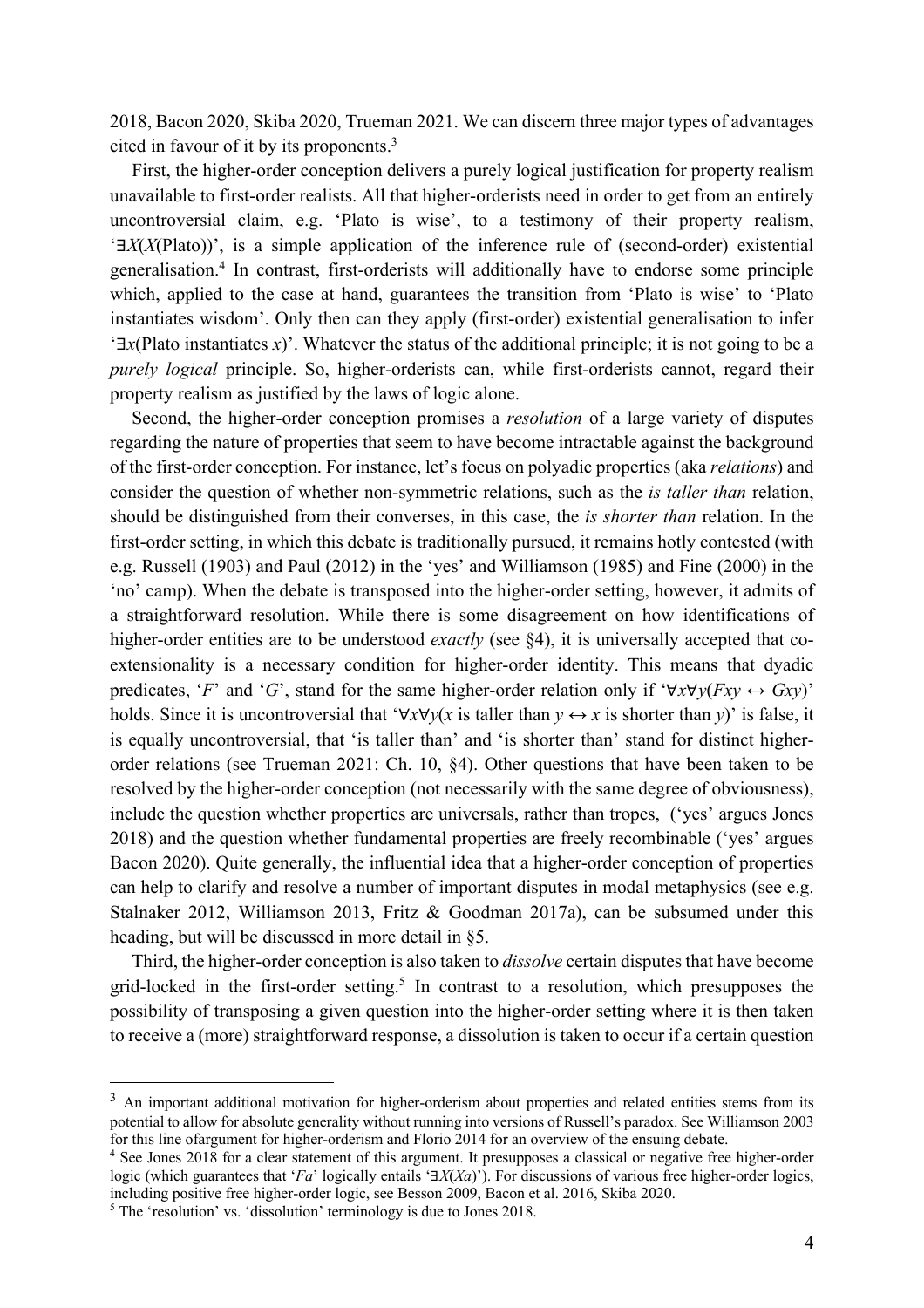2018, Bacon 2020, Skiba 2020, Trueman 2021. We can discern three major types of advantages cited in favour of it by its proponents.[3]

First, the higher-order conception delivers a purely logical justification for property realism unavailable to first-order realists. All that higher-orderists need in order to get from an entirely uncontroversial claim, e.g. 'Plato is wise', to a testimony of their property realism, '$\exists X(X(\text{Plato}))$', is a simple application of the inference rule of (second-order) existential generalisation.[4] In contrast, first-orderists will additionally have to endorse some principle which, applied to the case at hand, guarantees the transition from 'Plato is wise' to 'Plato instantiates wisdom'. Only then can they apply (first-order) existential generalisation to infer '$\exists x$(Plato instantiates $x$)'. Whatever the status of the additional principle; it is not going to be a *purely logical* principle. So, higher-orderists can, while first-orderists cannot, regard their property realism as justified by the laws of logic alone.

Second, the higher-order conception promises a *resolution* of a large variety of disputes regarding the nature of properties that seem to have become intractable against the background of the first-order conception. For instance, let's focus on polyadic properties (aka *relations*) and consider the question of whether non-symmetric relations, such as the *is taller than* relation, should be distinguished from their converses, in this case, the *is shorter than* relation. In the first-order setting, in which this debate is traditionally pursued, it remains hotly contested (with e.g. Russell (1903) and Paul (2012) in the 'yes' and Williamson (1985) and Fine (2000) in the 'no' camp). When the debate is transposed into the higher-order setting, however, it admits of a straightforward resolution. While there is some disagreement on how identifications of higher-order entities are to be understood *exactly* (see §4), it is universally accepted that co-extensionality is a necessary condition for higher-order identity. This means that dyadic predicates, '$F$' and '$G$', stand for the same higher-order relation only if '$\forall x \forall y(Fxy \leftrightarrow Gxy)$' holds. Since it is uncontroversial that '$\forall x \forall y$($x$ is taller than $y \leftrightarrow x$ is shorter than $y$)' is false, it is equally uncontroversial, that 'is taller than' and 'is shorter than' stand for distinct higher-order relations (see Trueman 2021: Ch. 10, §4). Other questions that have been taken to be resolved by the higher-order conception (not necessarily with the same degree of obviousness), include the question whether properties are universals, rather than tropes, ('yes' argues Jones 2018) and the question whether fundamental properties are freely recombinable ('yes' argues Bacon 2020). Quite generally, the influential idea that a higher-order conception of properties can help to clarify and resolve a number of important disputes in modal metaphysics (see e.g. Stalnaker 2012, Williamson 2013, Fritz & Goodman 2017a), can be subsumed under this heading, but will be discussed in more detail in §5.

Third, the higher-order conception is also taken to *dissolve* certain disputes that have become grid-locked in the first-order setting.[5] In contrast to a resolution, which presupposes the possibility of transposing a given question into the higher-order setting where it is then taken to receive a (more) straightforward response, a dissolution is taken to occur if a certain question

---

[3] An important additional motivation for higher-orderism about properties and related entities stems from its potential to allow for absolute generality without running into versions of Russell's paradox. See Williamson 2003 for this line ofargument for higher-orderism and Florio 2014 for an overview of the ensuing debate.

[4] See Jones 2018 for a clear statement of this argument. It presupposes a classical or negative free higher-order logic (which guarantees that '$Fa$' logically entails '$\exists X(Xa)$'). For discussions of various free higher-order logics, including positive free higher-order logic, see Besson 2009, Bacon et al. 2016, Skiba 2020.

[5] The 'resolution' vs. 'dissolution' terminology is due to Jones 2018.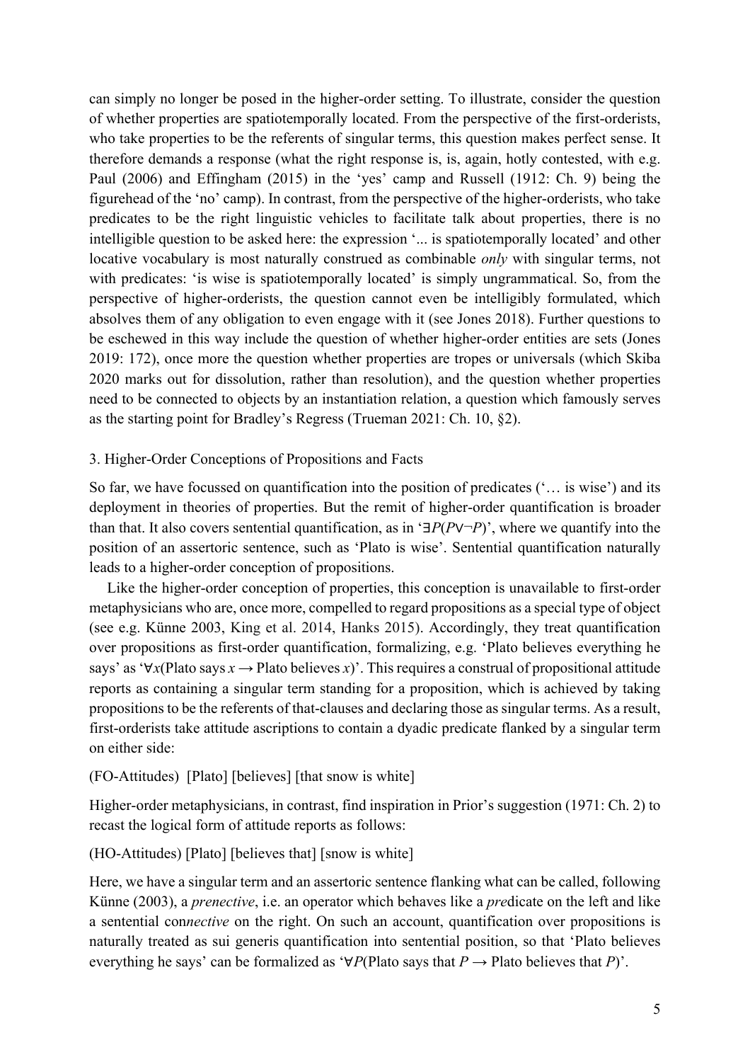can simply no longer be posed in the higher-order setting. To illustrate, consider the question of whether properties are spatiotemporally located. From the perspective of the first-orderists, who take properties to be the referents of singular terms, this question makes perfect sense. It therefore demands a response (what the right response is, is, again, hotly contested, with e.g. Paul (2006) and Effingham (2015) in the 'yes' camp and Russell (1912: Ch. 9) being the figurehead of the 'no' camp). In contrast, from the perspective of the higher-orderists, who take predicates to be the right linguistic vehicles to facilitate talk about properties, there is no intelligible question to be asked here: the expression '... is spatiotemporally located' and other locative vocabulary is most naturally construed as combinable *only* with singular terms, not with predicates: 'is wise is spatiotemporally located' is simply ungrammatical. So, from the perspective of higher-orderists, the question cannot even be intelligibly formulated, which absolves them of any obligation to even engage with it (see Jones 2018). Further questions to be eschewed in this way include the question of whether higher-order entities are sets (Jones 2019: 172), once more the question whether properties are tropes or universals (which Skiba 2020 marks out for dissolution, rather than resolution), and the question whether properties need to be connected to objects by an instantiation relation, a question which famously serves as the starting point for Bradley's Regress (Trueman 2021: Ch. 10, §2).

## 3. Higher-Order Conceptions of Propositions and Facts

So far, we have focussed on quantification into the position of predicates ('… is wise') and its deployment in theories of properties. But the remit of higher-order quantification is broader than that. It also covers sentential quantification, as in '$\exists P(P \vee \neg P)$', where we quantify into the position of an assertoric sentence, such as 'Plato is wise'. Sentential quantification naturally leads to a higher-order conception of propositions.

Like the higher-order conception of properties, this conception is unavailable to first-order metaphysicians who are, once more, compelled to regard propositions as a special type of object (see e.g. Künne 2003, King et al. 2014, Hanks 2015). Accordingly, they treat quantification over propositions as first-order quantification, formalizing, e.g. 'Plato believes everything he says' as '$\forall x$(Plato says $x \rightarrow$ Plato believes $x$)'. This requires a construal of propositional attitude reports as containing a singular term standing for a proposition, which is achieved by taking propositions to be the referents of that-clauses and declaring those as singular terms. As a result, first-orderists take attitude ascriptions to contain a dyadic predicate flanked by a singular term on either side:

(FO-Attitudes) [Plato] [believes] [that snow is white]

Higher-order metaphysicians, in contrast, find inspiration in Prior's suggestion (1971: Ch. 2) to recast the logical form of attitude reports as follows:

(HO-Attitudes) [Plato] [believes that] [snow is white]

Here, we have a singular term and an assertoric sentence flanking what can be called, following Künne (2003), a *prenective*, i.e. an operator which behaves like a *pre*dicate on the left and like a sentential con*nective* on the right. On such an account, quantification over propositions is naturally treated as sui generis quantification into sentential position, so that 'Plato believes everything he says' can be formalized as '$\forall P$(Plato says that $P \rightarrow$ Plato believes that $P$)'.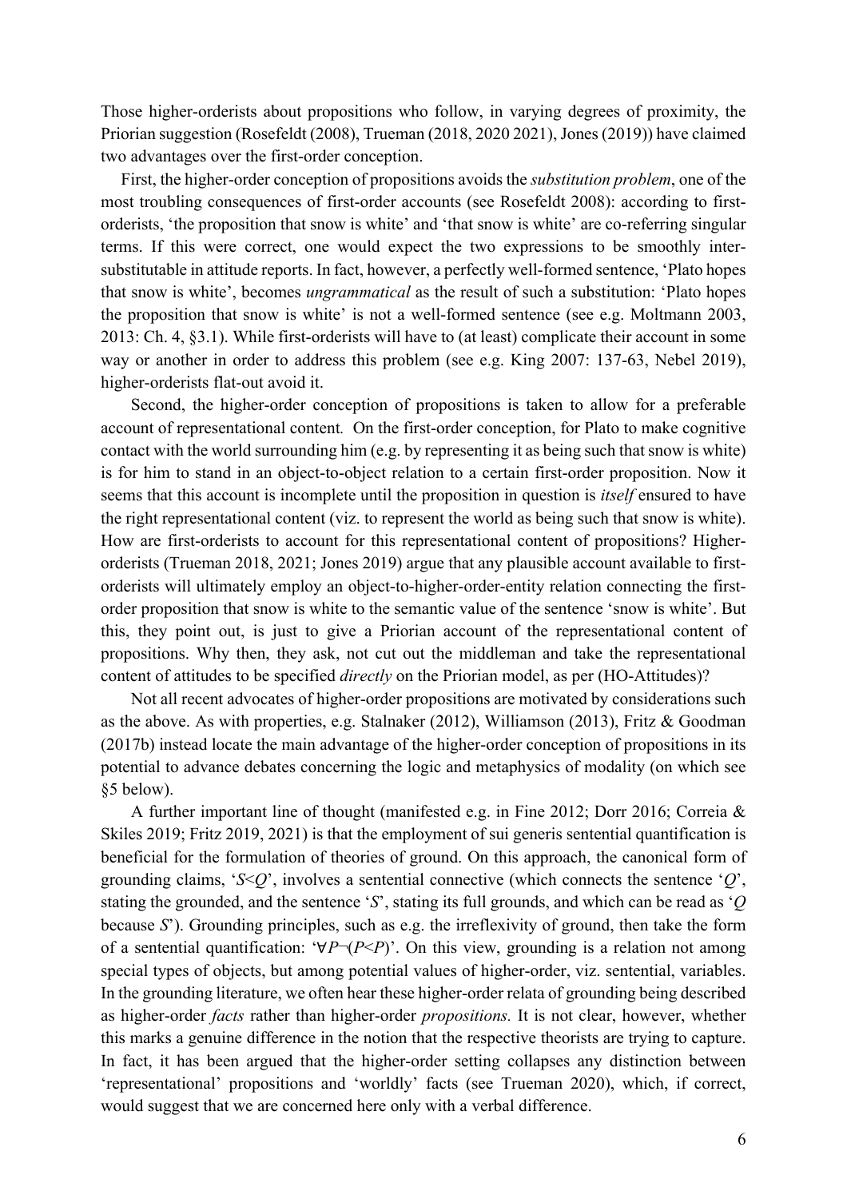Those higher-orderists about propositions who follow, in varying degrees of proximity, the Priorian suggestion (Rosefeldt (2008), Trueman (2018, 2020 2021), Jones (2019)) have claimed two advantages over the first-order conception.

First, the higher-order conception of propositions avoids the *substitution problem*, one of the most troubling consequences of first-order accounts (see Rosefeldt 2008): according to first-orderists, 'the proposition that snow is white' and 'that snow is white' are co-referring singular terms. If this were correct, one would expect the two expressions to be smoothly inter-substitutable in attitude reports. In fact, however, a perfectly well-formed sentence, 'Plato hopes that snow is white', becomes *ungrammatical* as the result of such a substitution: 'Plato hopes the proposition that snow is white' is not a well-formed sentence (see e.g. Moltmann 2003, 2013: Ch. 4, §3.1). While first-orderists will have to (at least) complicate their account in some way or another in order to address this problem (see e.g. King 2007: 137-63, Nebel 2019), higher-orderists flat-out avoid it.

Second, the higher-order conception of propositions is taken to allow for a preferable account of representational content. On the first-order conception, for Plato to make cognitive contact with the world surrounding him (e.g. by representing it as being such that snow is white) is for him to stand in an object-to-object relation to a certain first-order proposition. Now it seems that this account is incomplete until the proposition in question is *itself* ensured to have the right representational content (viz. to represent the world as being such that snow is white). How are first-orderists to account for this representational content of propositions? Higher-orderists (Trueman 2018, 2021; Jones 2019) argue that any plausible account available to first-orderists will ultimately employ an object-to-higher-order-entity relation connecting the first-order proposition that snow is white to the semantic value of the sentence 'snow is white'. But this, they point out, is just to give a Priorian account of the representational content of propositions. Why then, they ask, not cut out the middleman and take the representational content of attitudes to be specified *directly* on the Priorian model, as per (HO-Attitudes)?

Not all recent advocates of higher-order propositions are motivated by considerations such as the above. As with properties, e.g. Stalnaker (2012), Williamson (2013), Fritz & Goodman (2017b) instead locate the main advantage of the higher-order conception of propositions in its potential to advance debates concerning the logic and metaphysics of modality (on which see §5 below).

A further important line of thought (manifested e.g. in Fine 2012; Dorr 2016; Correia & Skiles 2019; Fritz 2019, 2021) is that the employment of sui generis sentential quantification is beneficial for the formulation of theories of ground. On this approach, the canonical form of grounding claims, '$S<Q$', involves a sentential connective (which connects the sentence '$Q$', stating the grounded, and the sentence '$S$', stating its full grounds, and which can be read as '$Q$ because $S$'). Grounding principles, such as e.g. the irreflexivity of ground, then take the form of a sentential quantification: '$\forall P\neg(P<P)$'. On this view, grounding is a relation not among special types of objects, but among potential values of higher-order, viz. sentential, variables. In the grounding literature, we often hear these higher-order relata of grounding being described as higher-order *facts* rather than higher-order *propositions.* It is not clear, however, whether this marks a genuine difference in the notion that the respective theorists are trying to capture. In fact, it has been argued that the higher-order setting collapses any distinction between 'representational' propositions and 'worldly' facts (see Trueman 2020), which, if correct, would suggest that we are concerned here only with a verbal difference.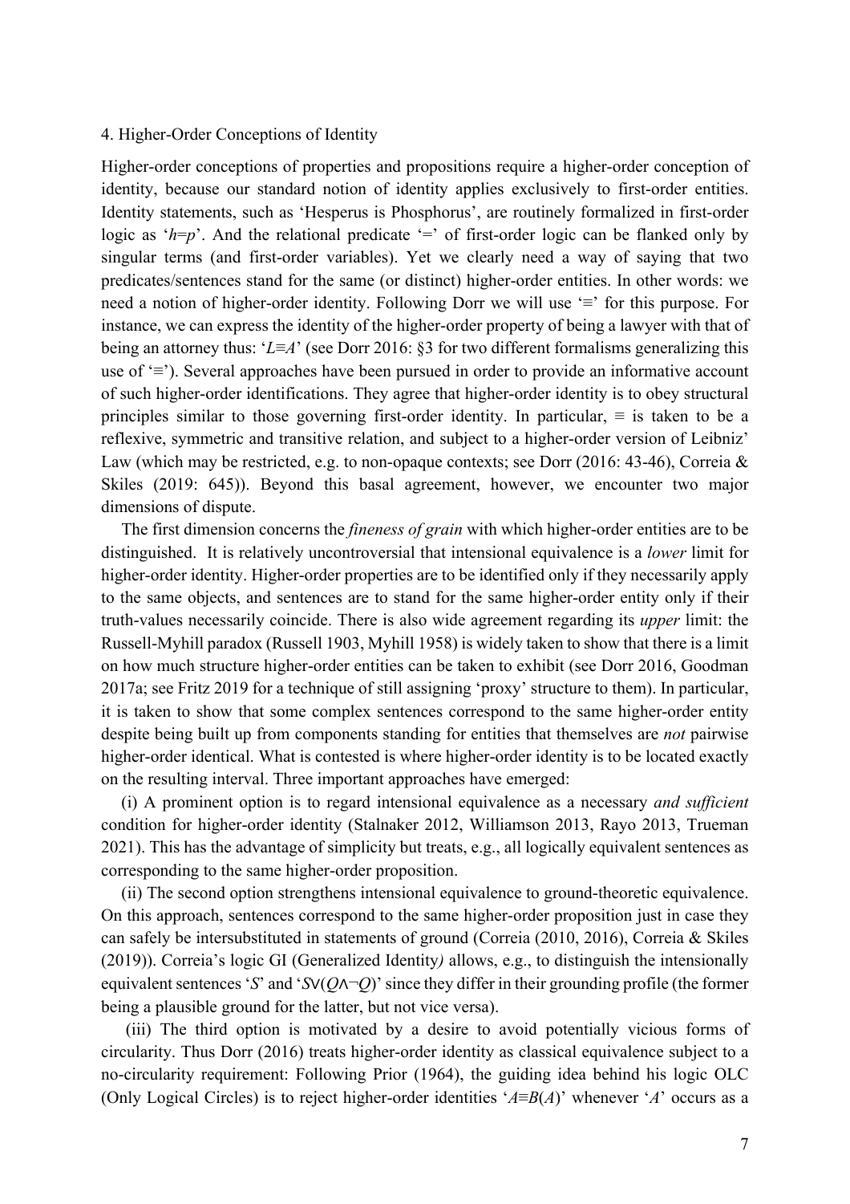## 4. Higher-Order Conceptions of Identity

Higher-order conceptions of properties and propositions require a higher-order conception of identity, because our standard notion of identity applies exclusively to first-order entities. Identity statements, such as 'Hesperus is Phosphorus', are routinely formalized in first-order logic as '$h$=$p$'. And the relational predicate '=' of first-order logic can be flanked only by singular terms (and first-order variables). Yet we clearly need a way of saying that two predicates/sentences stand for the same (or distinct) higher-order entities. In other words: we need a notion of higher-order identity. Following Dorr we will use '≡' for this purpose. For instance, we can express the identity of the higher-order property of being a lawyer with that of being an attorney thus: '$L$≡$A$' (see Dorr 2016: §3 for two different formalisms generalizing this use of '≡'). Several approaches have been pursued in order to provide an informative account of such higher-order identifications. They agree that higher-order identity is to obey structural principles similar to those governing first-order identity. In particular, ≡ is taken to be a reflexive, symmetric and transitive relation, and subject to a higher-order version of Leibniz' Law (which may be restricted, e.g. to non-opaque contexts; see Dorr (2016: 43-46), Correia & Skiles (2019: 645)). Beyond this basal agreement, however, we encounter two major dimensions of dispute.

The first dimension concerns the *fineness of grain* with which higher-order entities are to be distinguished. It is relatively uncontroversial that intensional equivalence is a *lower* limit for higher-order identity. Higher-order properties are to be identified only if they necessarily apply to the same objects, and sentences are to stand for the same higher-order entity only if their truth-values necessarily coincide. There is also wide agreement regarding its *upper* limit: the Russell-Myhill paradox (Russell 1903, Myhill 1958) is widely taken to show that there is a limit on how much structure higher-order entities can be taken to exhibit (see Dorr 2016, Goodman 2017a; see Fritz 2019 for a technique of still assigning 'proxy' structure to them). In particular, it is taken to show that some complex sentences correspond to the same higher-order entity despite being built up from components standing for entities that themselves are *not* pairwise higher-order identical. What is contested is where higher-order identity is to be located exactly on the resulting interval. Three important approaches have emerged:

(i) A prominent option is to regard intensional equivalence as a necessary *and sufficient* condition for higher-order identity (Stalnaker 2012, Williamson 2013, Rayo 2013, Trueman 2021). This has the advantage of simplicity but treats, e.g., all logically equivalent sentences as corresponding to the same higher-order proposition.

(ii) The second option strengthens intensional equivalence to ground-theoretic equivalence. On this approach, sentences correspond to the same higher-order proposition just in case they can safely be intersubstituted in statements of ground (Correia (2010, 2016), Correia & Skiles (2019)). Correia's logic GI (Generalized Identity*)* allows, e.g., to distinguish the intensionally equivalent sentences '$S$' and '$S$∨($Q$∧¬$Q$)' since they differ in their grounding profile (the former being a plausible ground for the latter, but not vice versa).

(iii) The third option is motivated by a desire to avoid potentially vicious forms of circularity. Thus Dorr (2016) treats higher-order identity as classical equivalence subject to a no-circularity requirement: Following Prior (1964), the guiding idea behind his logic OLC (Only Logical Circles) is to reject higher-order identities '$A$≡$B$($A$)' whenever '$A$' occurs as a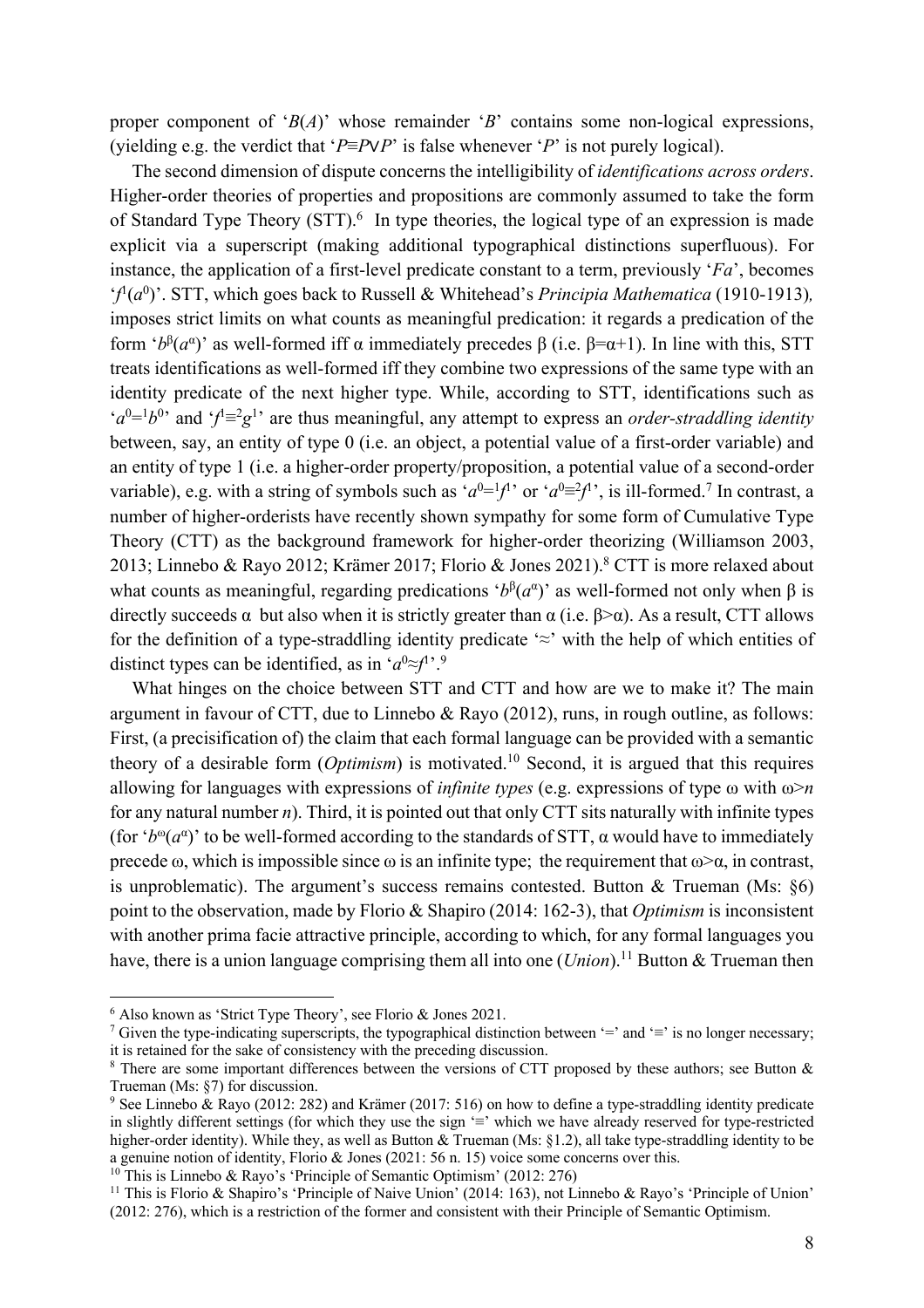proper component of '$B(A)$' whose remainder '$B$' contains some non-logical expressions, (yielding e.g. the verdict that '$P \equiv P \vee P$' is false whenever '$P$' is not purely logical).

The second dimension of dispute concerns the intelligibility of *identifications across orders*. Higher-order theories of properties and propositions are commonly assumed to take the form of Standard Type Theory (STT).[6] In type theories, the logical type of an expression is made explicit via a superscript (making additional typographical distinctions superfluous). For instance, the application of a first-level predicate constant to a term, previously '$Fa$', becomes '$f^1(a^0)$'. STT, which goes back to Russell & Whitehead's *Principia Mathematica* (1910-1913), imposes strict limits on what counts as meaningful predication: it regards a predication of the form '$b^\beta(a^\alpha)$' as well-formed iff α immediately precedes β (i.e. $\beta=\alpha+1$). In line with this, STT treats identifications as well-formed iff they combine two expressions of the same type with an identity predicate of the next higher type. While, according to STT, identifications such as '$a^0 =^1 b^0$' and '$f^1 \equiv^2 g^1$' are thus meaningful, any attempt to express an *order-straddling identity* between, say, an entity of type 0 (i.e. an object, a potential value of a first-order variable) and an entity of type 1 (i.e. a higher-order property/proposition, a potential value of a second-order variable), e.g. with a string of symbols such as '$a^0 =^1 f^1$' or '$a^0 \equiv^2 f^1$', is ill-formed.[7] In contrast, a number of higher-orderists have recently shown sympathy for some form of Cumulative Type Theory (CTT) as the background framework for higher-order theorizing (Williamson 2003, 2013; Linnebo & Rayo 2012; Krämer 2017; Florio & Jones 2021).[8] CTT is more relaxed about what counts as meaningful, regarding predications '$b^\beta(a^\alpha)$' as well-formed not only when β is directly succeeds α but also when it is strictly greater than α (i.e. $\beta>\alpha$). As a result, CTT allows for the definition of a type-straddling identity predicate '≈' with the help of which entities of distinct types can be identified, as in '$a^0 \approx f^1$'.[9]

What hinges on the choice between STT and CTT and how are we to make it? The main argument in favour of CTT, due to Linnebo & Rayo (2012), runs, in rough outline, as follows: First, (a precisification of) the claim that each formal language can be provided with a semantic theory of a desirable form (*Optimism*) is motivated.[10] Second, it is argued that this requires allowing for languages with expressions of *infinite types* (e.g. expressions of type ω with $\omega>n$ for any natural number $n$). Third, it is pointed out that only CTT sits naturally with infinite types (for '$b^\omega(a^\alpha)$' to be well-formed according to the standards of STT, α would have to immediately precede ω, which is impossible since ω is an infinite type; the requirement that $\omega>\alpha$, in contrast, is unproblematic). The argument's success remains contested. Button & Trueman (Ms: §6) point to the observation, made by Florio & Shapiro (2014: 162-3), that *Optimism* is inconsistent with another prima facie attractive principle, according to which, for any formal languages you have, there is a union language comprising them all into one (*Union*).[11] Button & Trueman then

[6] Also known as 'Strict Type Theory', see Florio & Jones 2021.

[7] Given the type-indicating superscripts, the typographical distinction between '=' and '≡' is no longer necessary; it is retained for the sake of consistency with the preceding discussion.

[8] There are some important differences between the versions of CTT proposed by these authors; see Button & Trueman (Ms: §7) for discussion.

[9] See Linnebo & Rayo (2012: 282) and Krämer (2017: 516) on how to define a type-straddling identity predicate in slightly different settings (for which they use the sign '≡' which we have already reserved for type-restricted higher-order identity). While they, as well as Button & Trueman (Ms: §1.2), all take type-straddling identity to be a genuine notion of identity, Florio & Jones (2021: 56 n. 15) voice some concerns over this.

[10] This is Linnebo & Rayo's 'Principle of Semantic Optimism' (2012: 276)

[11] This is Florio & Shapiro's 'Principle of Naive Union' (2014: 163), not Linnebo & Rayo's 'Principle of Union' (2012: 276), which is a restriction of the former and consistent with their Principle of Semantic Optimism.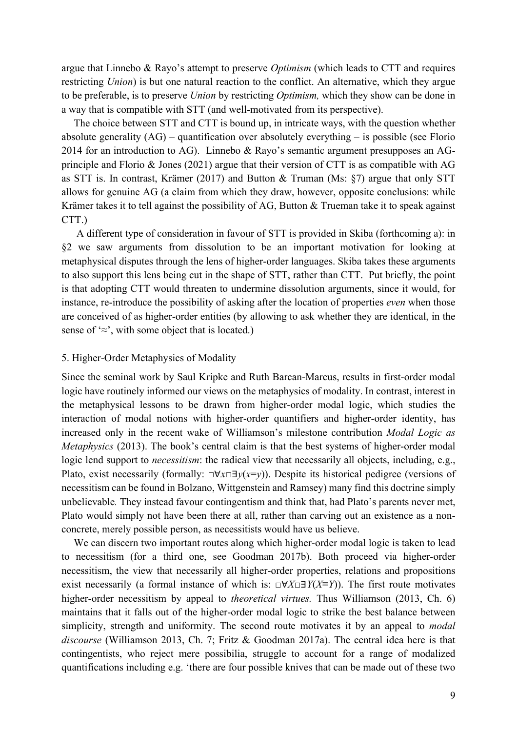argue that Linnebo & Rayo's attempt to preserve *Optimism* (which leads to CTT and requires restricting *Union*) is but one natural reaction to the conflict. An alternative, which they argue to be preferable, is to preserve *Union* by restricting *Optimism,* which they show can be done in a way that is compatible with STT (and well-motivated from its perspective).

The choice between STT and CTT is bound up, in intricate ways, with the question whether absolute generality (AG) – quantification over absolutely everything – is possible (see Florio 2014 for an introduction to AG). Linnebo & Rayo's semantic argument presupposes an AG-principle and Florio & Jones (2021) argue that their version of CTT is as compatible with AG as STT is. In contrast, Krämer (2017) and Button & Truman (Ms: §7) argue that only STT allows for genuine AG (a claim from which they draw, however, opposite conclusions: while Krämer takes it to tell against the possibility of AG, Button & Trueman take it to speak against CTT.)

A different type of consideration in favour of STT is provided in Skiba (forthcoming a): in §2 we saw arguments from dissolution to be an important motivation for looking at metaphysical disputes through the lens of higher-order languages. Skiba takes these arguments to also support this lens being cut in the shape of STT, rather than CTT. Put briefly, the point is that adopting CTT would threaten to undermine dissolution arguments, since it would, for instance, re-introduce the possibility of asking after the location of properties *even* when those are conceived of as higher-order entities (by allowing to ask whether they are identical, in the sense of '$\approx$', with some object that is located.)

## 5. Higher-Order Metaphysics of Modality

Since the seminal work by Saul Kripke and Ruth Barcan-Marcus, results in first-order modal logic have routinely informed our views on the metaphysics of modality. In contrast, interest in the metaphysical lessons to be drawn from higher-order modal logic, which studies the interaction of modal notions with higher-order quantifiers and higher-order identity, has increased only in the recent wake of Williamson's milestone contribution *Modal Logic as Metaphysics* (2013). The book's central claim is that the best systems of higher-order modal logic lend support to *necessitism*: the radical view that necessarily all objects, including, e.g., Plato, exist necessarily (formally: $\Box\forall x\Box\exists y(x{=}y)$). Despite its historical pedigree (versions of necessitism can be found in Bolzano, Wittgenstein and Ramsey) many find this doctrine simply unbelievable*.* They instead favour contingentism and think that, had Plato's parents never met, Plato would simply not have been there at all, rather than carving out an existence as a non-concrete, merely possible person, as necessitists would have us believe.

We can discern two important routes along which higher-order modal logic is taken to lead to necessitism (for a third one, see Goodman 2017b). Both proceed via higher-order necessitism, the view that necessarily all higher-order properties, relations and propositions exist necessarily (a formal instance of which is: $\Box\forall X\Box\exists Y(X{\equiv}Y)$). The first route motivates higher-order necessitism by appeal to *theoretical virtues.* Thus Williamson (2013, Ch. 6) maintains that it falls out of the higher-order modal logic to strike the best balance between simplicity, strength and uniformity. The second route motivates it by an appeal to *modal discourse* (Williamson 2013, Ch. 7; Fritz & Goodman 2017a). The central idea here is that contingentists, who reject mere possibilia, struggle to account for a range of modalized quantifications including e.g. 'there are four possible knives that can be made out of these two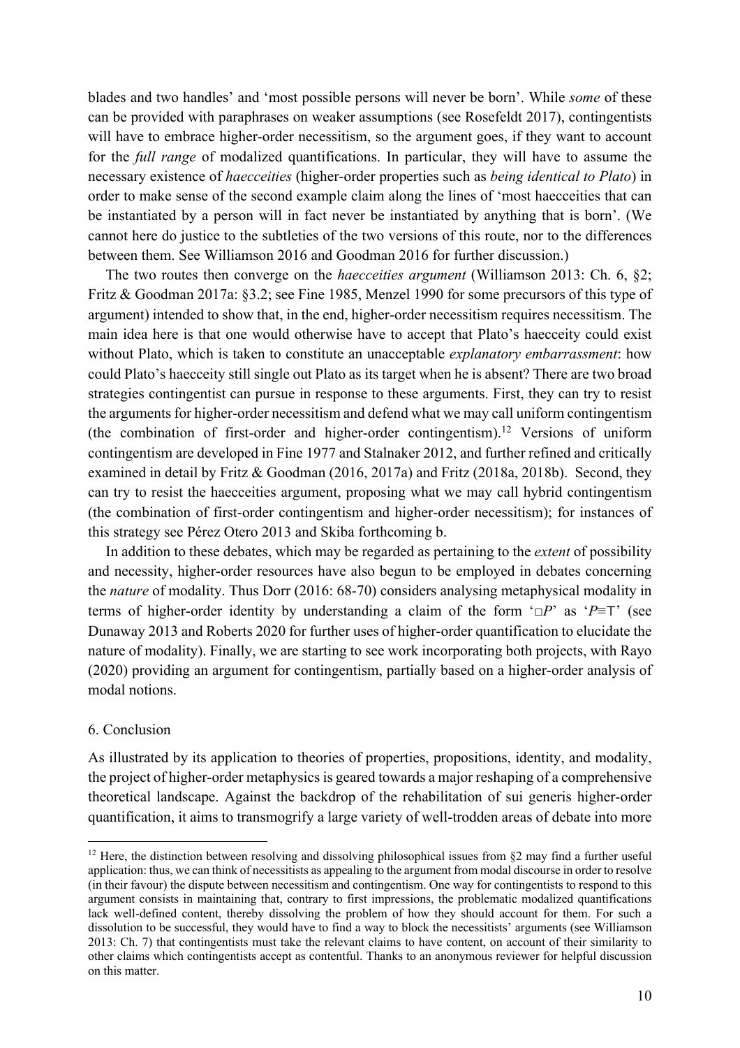blades and two handles' and 'most possible persons will never be born'. While *some* of these can be provided with paraphrases on weaker assumptions (see Rosefeldt 2017), contingentists will have to embrace higher-order necessitism, so the argument goes, if they want to account for the *full range* of modalized quantifications. In particular, they will have to assume the necessary existence of *haecceities* (higher-order properties such as *being identical to Plato*) in order to make sense of the second example claim along the lines of 'most haecceities that can be instantiated by a person will in fact never be instantiated by anything that is born'. (We cannot here do justice to the subtleties of the two versions of this route, nor to the differences between them. See Williamson 2016 and Goodman 2016 for further discussion.)

The two routes then converge on the *haecceities argument* (Williamson 2013: Ch. 6, §2; Fritz & Goodman 2017a: §3.2; see Fine 1985, Menzel 1990 for some precursors of this type of argument) intended to show that, in the end, higher-order necessitism requires necessitism. The main idea here is that one would otherwise have to accept that Plato's haecceity could exist without Plato, which is taken to constitute an unacceptable *explanatory embarrassment*: how could Plato's haecceity still single out Plato as its target when he is absent? There are two broad strategies contingentist can pursue in response to these arguments. First, they can try to resist the arguments for higher-order necessitism and defend what we may call uniform contingentism (the combination of first-order and higher-order contingentism).[12] Versions of uniform contingentism are developed in Fine 1977 and Stalnaker 2012, and further refined and critically examined in detail by Fritz & Goodman (2016, 2017a) and Fritz (2018a, 2018b). Second, they can try to resist the haecceities argument, proposing what we may call hybrid contingentism (the combination of first-order contingentism and higher-order necessitism); for instances of this strategy see Pérez Otero 2013 and Skiba forthcoming b.

In addition to these debates, which may be regarded as pertaining to the *extent* of possibility and necessity, higher-order resources have also begun to be employed in debates concerning the *nature* of modality. Thus Dorr (2016: 68-70) considers analysing metaphysical modality in terms of higher-order identity by understanding a claim of the form '$\Box P$' as '$P \equiv \top$' (see Dunaway 2013 and Roberts 2020 for further uses of higher-order quantification to elucidate the nature of modality). Finally, we are starting to see work incorporating both projects, with Rayo (2020) providing an argument for contingentism, partially based on a higher-order analysis of modal notions.

## 6. Conclusion

As illustrated by its application to theories of properties, propositions, identity, and modality, the project of higher-order metaphysics is geared towards a major reshaping of a comprehensive theoretical landscape. Against the backdrop of the rehabilitation of sui generis higher-order quantification, it aims to transmogrify a large variety of well-trodden areas of debate into more

---

[12] Here, the distinction between resolving and dissolving philosophical issues from §2 may find a further useful application: thus, we can think of necessitists as appealing to the argument from modal discourse in order to resolve (in their favour) the dispute between necessitism and contingentism. One way for contingentists to respond to this argument consists in maintaining that, contrary to first impressions, the problematic modalized quantifications lack well-defined content, thereby dissolving the problem of how they should account for them. For such a dissolution to be successful, they would have to find a way to block the necessitists' arguments (see Williamson 2013: Ch. 7) that contingentists must take the relevant claims to have content, on account of their similarity to other claims which contingentists accept as contentful. Thanks to an anonymous reviewer for helpful discussion on this matter.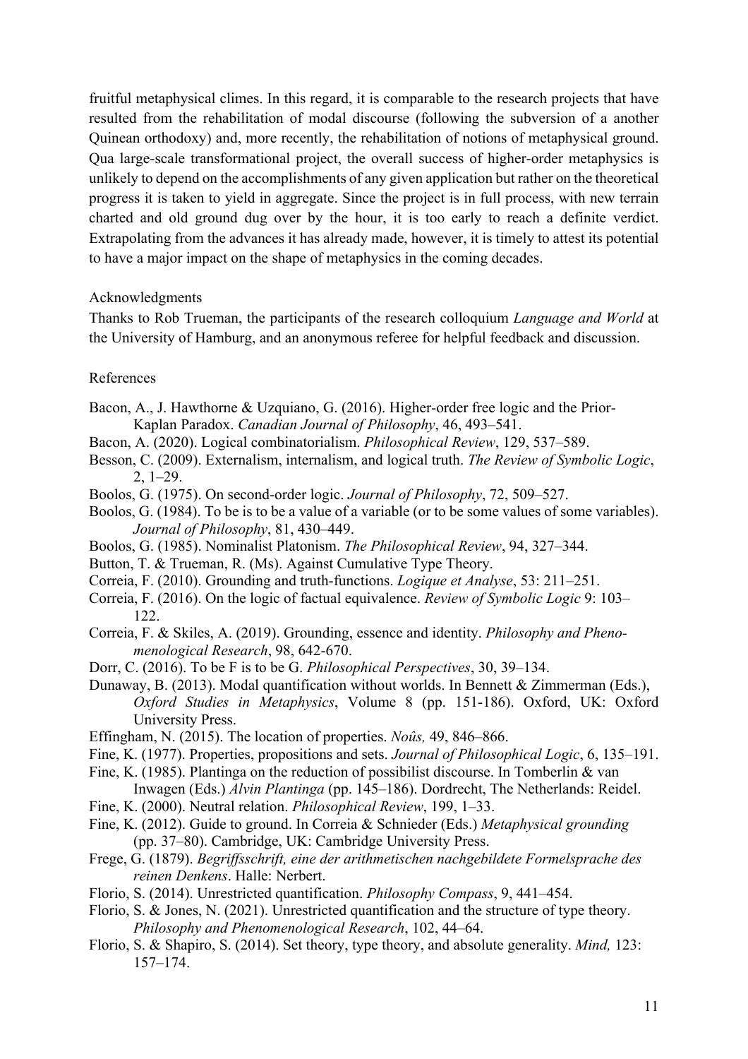fruitful metaphysical climes. In this regard, it is comparable to the research projects that have resulted from the rehabilitation of modal discourse (following the subversion of a another Quinean orthodoxy) and, more recently, the rehabilitation of notions of metaphysical ground. Qua large-scale transformational project, the overall success of higher-order metaphysics is unlikely to depend on the accomplishments of any given application but rather on the theoretical progress it is taken to yield in aggregate. Since the project is in full process, with new terrain charted and old ground dug over by the hour, it is too early to reach a definite verdict. Extrapolating from the advances it has already made, however, it is timely to attest its potential to have a major impact on the shape of metaphysics in the coming decades.

## Acknowledgments

Thanks to Rob Trueman, the participants of the research colloquium *Language and World* at the University of Hamburg, and an anonymous referee for helpful feedback and discussion.

## References

Bacon, A., J. Hawthorne & Uzquiano, G. (2016). Higher-order free logic and the Prior-Kaplan Paradox. *Canadian Journal of Philosophy*, 46, 493–541.

Bacon, A. (2020). Logical combinatorialism. *Philosophical Review*, 129, 537–589.

Besson, C. (2009). Externalism, internalism, and logical truth. *The Review of Symbolic Logic*, 2, 1–29.

Boolos, G. (1975). On second-order logic. *Journal of Philosophy*, 72, 509–527.

Boolos, G. (1984). To be is to be a value of a variable (or to be some values of some variables). *Journal of Philosophy*, 81, 430–449.

Boolos, G. (1985). Nominalist Platonism. *The Philosophical Review*, 94, 327–344.

Button, T. & Trueman, R. (Ms). Against Cumulative Type Theory.

Correia, F. (2010). Grounding and truth-functions. *Logique et Analyse*, 53: 211–251.

Correia, F. (2016). On the logic of factual equivalence. *Review of Symbolic Logic* 9: 103–122.

Correia, F. & Skiles, A. (2019). Grounding, essence and identity. *Philosophy and Phenomenological Research*, 98, 642-670.

Dorr, C. (2016). To be F is to be G. *Philosophical Perspectives*, 30, 39–134.

Dunaway, B. (2013). Modal quantification without worlds. In Bennett & Zimmerman (Eds.), *Oxford Studies in Metaphysics*, Volume 8 (pp. 151-186). Oxford, UK: Oxford University Press.

Effingham, N. (2015). The location of properties. *Noûs,* 49, 846–866.

Fine, K. (1977). Properties, propositions and sets. *Journal of Philosophical Logic*, 6, 135–191.

Fine, K. (1985). Plantinga on the reduction of possibilist discourse. In Tomberlin & van Inwagen (Eds.) *Alvin Plantinga* (pp. 145–186). Dordrecht, The Netherlands: Reidel.

Fine, K. (2000). Neutral relation. *Philosophical Review*, 199, 1–33.

Fine, K. (2012). Guide to ground. In Correia & Schnieder (Eds.) *Metaphysical grounding* (pp. 37–80). Cambridge, UK: Cambridge University Press.

Frege, G. (1879). *Begriffsschrift, eine der arithmetischen nachgebildete Formelsprache des reinen Denkens*. Halle: Nerbert.

Florio, S. (2014). Unrestricted quantification. *Philosophy Compass*, 9, 441–454.

Florio, S. & Jones, N. (2021). Unrestricted quantification and the structure of type theory. *Philosophy and Phenomenological Research*, 102, 44–64.

Florio, S. & Shapiro, S. (2014). Set theory, type theory, and absolute generality. *Mind,* 123: 157–174.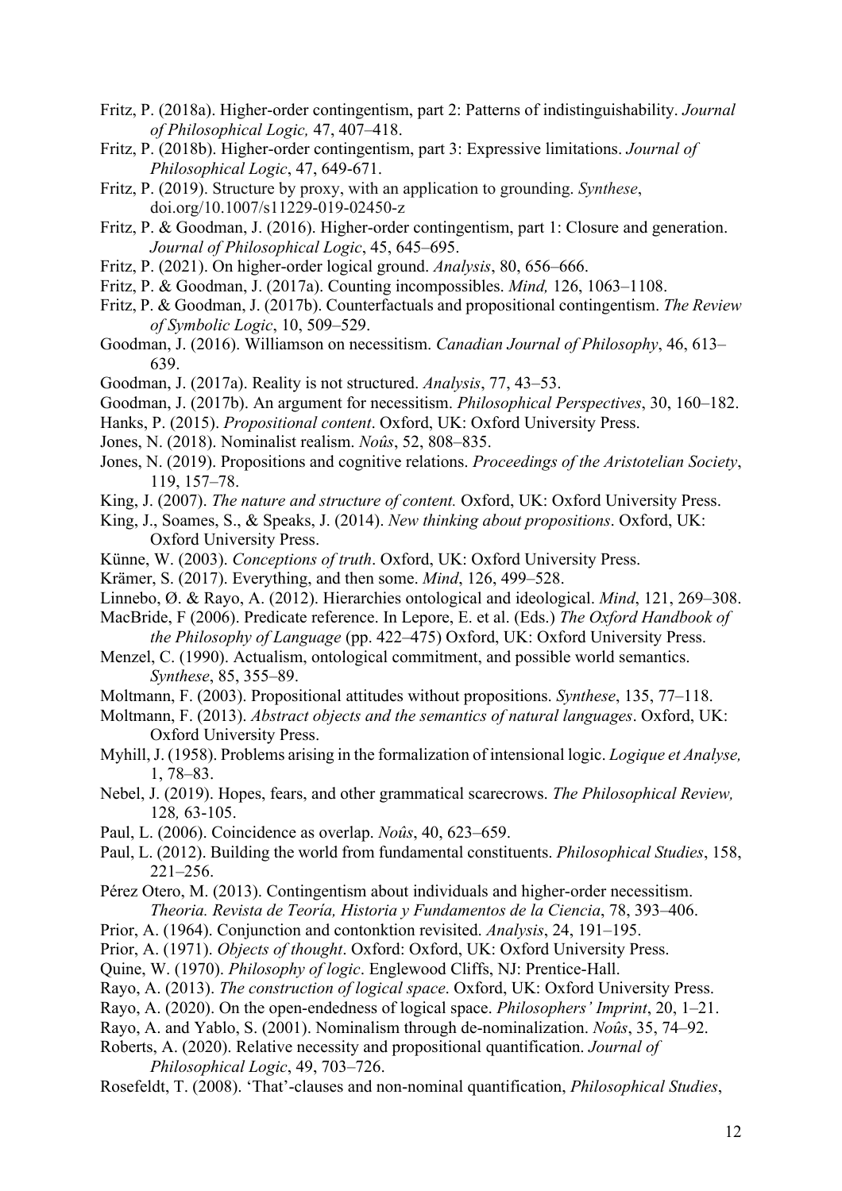Fritz, P. (2018a). Higher-order contingentism, part 2: Patterns of indistinguishability. *Journal of Philosophical Logic,* 47, 407–418.

Fritz, P. (2018b). Higher-order contingentism, part 3: Expressive limitations. *Journal of Philosophical Logic*, 47, 649-671.

Fritz, P. (2019). Structure by proxy, with an application to grounding. *Synthese*, doi.org/10.1007/s11229-019-02450-z

Fritz, P. & Goodman, J. (2016). Higher-order contingentism, part 1: Closure and generation. *Journal of Philosophical Logic*, 45, 645–695.

Fritz, P. (2021). On higher-order logical ground. *Analysis*, 80, 656–666.

Fritz, P. & Goodman, J. (2017a). Counting incompossibles. *Mind,* 126, 1063–1108.

Fritz, P. & Goodman, J. (2017b). Counterfactuals and propositional contingentism. *The Review of Symbolic Logic*, 10, 509–529.

Goodman, J. (2016). Williamson on necessitism. *Canadian Journal of Philosophy*, 46, 613–639.

Goodman, J. (2017a). Reality is not structured. *Analysis*, 77, 43–53.

Goodman, J. (2017b). An argument for necessitism. *Philosophical Perspectives*, 30, 160–182.

Hanks, P. (2015). *Propositional content*. Oxford, UK: Oxford University Press.

Jones, N. (2018). Nominalist realism. *Noûs*, 52, 808–835.

Jones, N. (2019). Propositions and cognitive relations. *Proceedings of the Aristotelian Society*, 119, 157–78.

King, J. (2007). *The nature and structure of content.* Oxford, UK: Oxford University Press.

King, J., Soames, S., & Speaks, J. (2014). *New thinking about propositions*. Oxford, UK: Oxford University Press.

Künne, W. (2003). *Conceptions of truth*. Oxford, UK: Oxford University Press.

Krämer, S. (2017). Everything, and then some. *Mind*, 126, 499–528.

Linnebo, Ø. & Rayo, A. (2012). Hierarchies ontological and ideological. *Mind*, 121, 269–308.

MacBride, F (2006). Predicate reference. In Lepore, E. et al. (Eds.) *The Oxford Handbook of the Philosophy of Language* (pp. 422–475) Oxford, UK: Oxford University Press.

Menzel, C. (1990). Actualism, ontological commitment, and possible world semantics. *Synthese*, 85, 355–89.

Moltmann, F. (2003). Propositional attitudes without propositions. *Synthese*, 135, 77–118.

Moltmann, F. (2013). *Abstract objects and the semantics of natural languages*. Oxford, UK: Oxford University Press.

Myhill, J. (1958). Problems arising in the formalization of intensional logic. *Logique et Analyse,* 1, 78–83.

Nebel, J. (2019). Hopes, fears, and other grammatical scarecrows. *The Philosophical Review,* 128*,* 63-105.

Paul, L. (2006). Coincidence as overlap. *Noûs*, 40, 623–659.

Paul, L. (2012). Building the world from fundamental constituents. *Philosophical Studies*, 158, 221–256.

Pérez Otero, M. (2013). Contingentism about individuals and higher-order necessitism. *Theoria. Revista de Teoría, Historia y Fundamentos de la Ciencia*, 78, 393–406.

Prior, A. (1964). Conjunction and contonktion revisited. *Analysis*, 24, 191–195.

Prior, A. (1971). *Objects of thought*. Oxford: Oxford, UK: Oxford University Press.

Quine, W. (1970). *Philosophy of logic*. Englewood Cliffs, NJ: Prentice-Hall.

Rayo, A. (2013). *The construction of logical space*. Oxford, UK: Oxford University Press.

Rayo, A. (2020). On the open-endedness of logical space. *Philosophers' Imprint*, 20, 1–21.

Rayo, A. and Yablo, S. (2001). Nominalism through de-nominalization. *Noûs*, 35, 74–92.

Roberts, A. (2020). Relative necessity and propositional quantification. *Journal of Philosophical Logic*, 49, 703–726.

Rosefeldt, T. (2008). 'That'-clauses and non-nominal quantification, *Philosophical Studies*,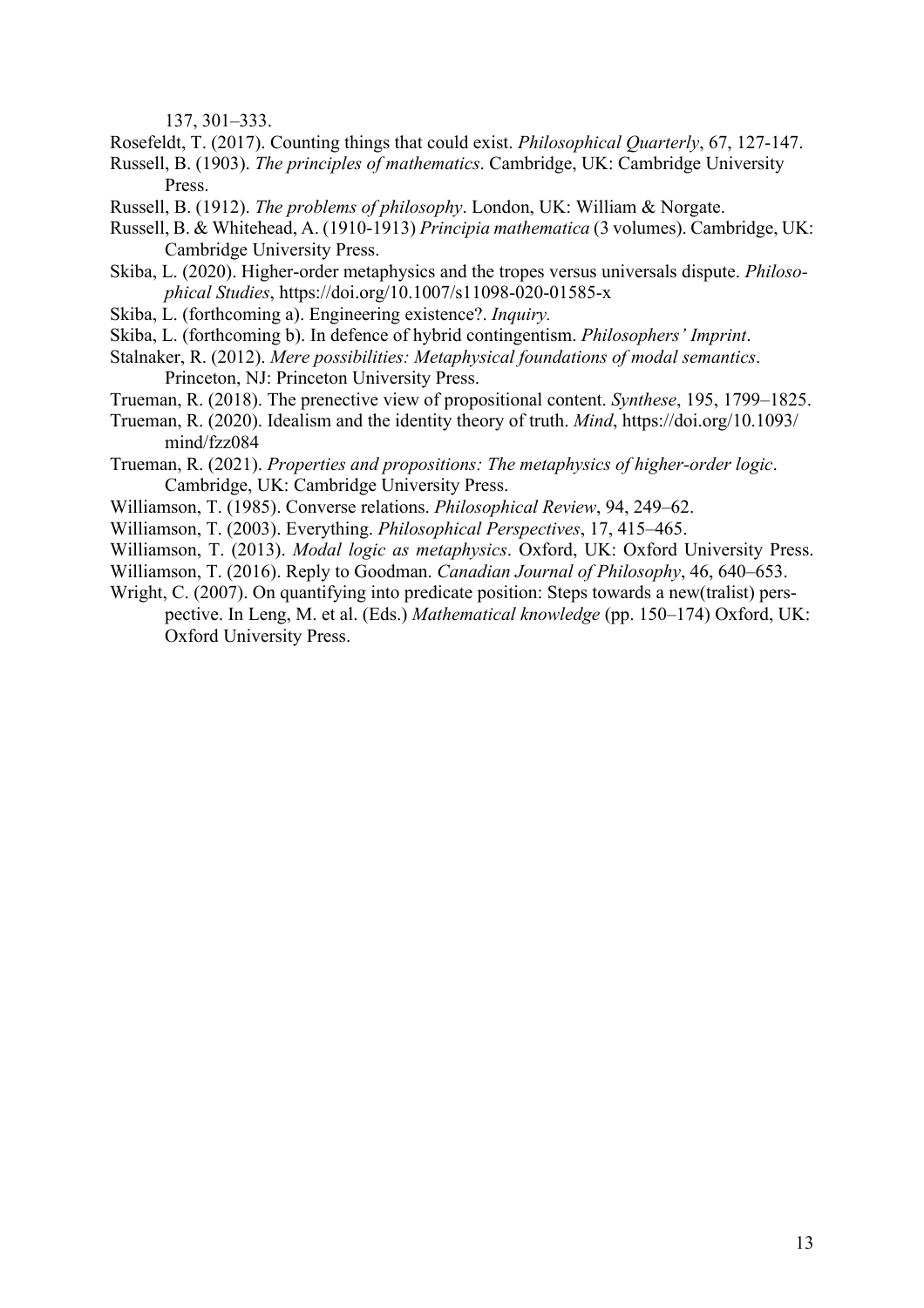137, 301–333.

Rosefeldt, T. (2017). Counting things that could exist. *Philosophical Quarterly*, 67, 127-147.

Russell, B. (1903). *The principles of mathematics*. Cambridge, UK: Cambridge University Press.

Russell, B. (1912). *The problems of philosophy*. London, UK: William & Norgate.

Russell, B. & Whitehead, A. (1910-1913) *Principia mathematica* (3 volumes). Cambridge, UK: Cambridge University Press.

Skiba, L. (2020). Higher-order metaphysics and the tropes versus universals dispute. *Philosophical Studies*, https://doi.org/10.1007/s11098-020-01585-x

Skiba, L. (forthcoming a). Engineering existence?. *Inquiry.*

Skiba, L. (forthcoming b). In defence of hybrid contingentism. *Philosophers' Imprint*.

Stalnaker, R. (2012). *Mere possibilities: Metaphysical foundations of modal semantics*. Princeton, NJ: Princeton University Press.

Trueman, R. (2018). The prenective view of propositional content. *Synthese*, 195, 1799–1825.

Trueman, R. (2020). Idealism and the identity theory of truth. *Mind*, https://doi.org/10.1093/mind/fzz084

Trueman, R. (2021). *Properties and propositions: The metaphysics of higher-order logic*. Cambridge, UK: Cambridge University Press.

Williamson, T. (1985). Converse relations. *Philosophical Review*, 94, 249–62.

Williamson, T. (2003). Everything. *Philosophical Perspectives*, 17, 415–465.

Williamson, T. (2013). *Modal logic as metaphysics*. Oxford, UK: Oxford University Press.

Williamson, T. (2016). Reply to Goodman. *Canadian Journal of Philosophy*, 46, 640–653.

Wright, C. (2007). On quantifying into predicate position: Steps towards a new(tralist) perspective. In Leng, M. et al. (Eds.) *Mathematical knowledge* (pp. 150–174) Oxford, UK: Oxford University Press.